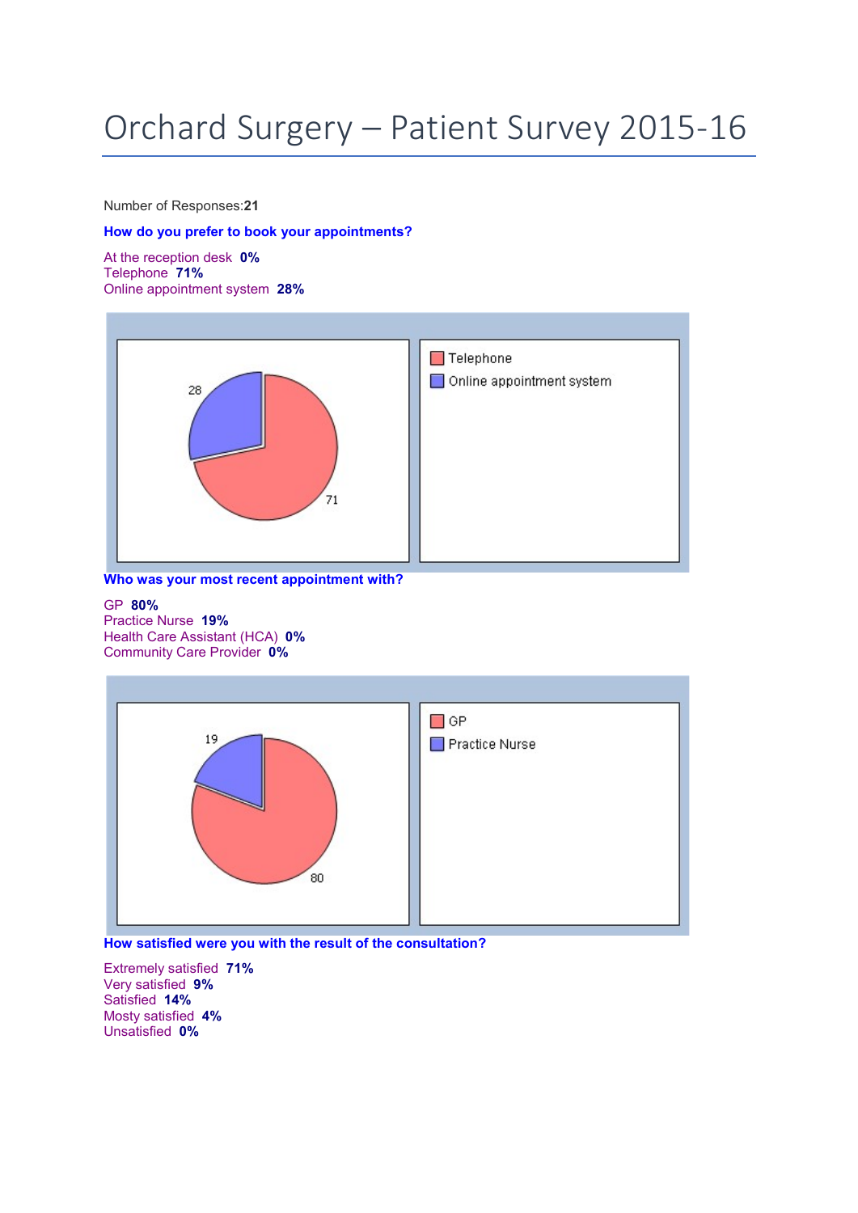# Orchard Surgery – Patient Survey 2015-16

Number of Responses:**21**

**How do you prefer to book your appointments?**

At the reception desk **0%**
Telephone **71%**
Online appointment system **28%**

**Who was your most recent appointment with?**

GP **80%**
Practice Nurse **19%**
Health Care Assistant (HCA) **0%**
Community Care Provider **0%**

**How satisfied were you with the result of the consultation?**

Extremely satisfied **71%**
Very satisfied **9%**
Satisfied **14%**
Mosty satisfied **4%**
Unsatisfied **0%**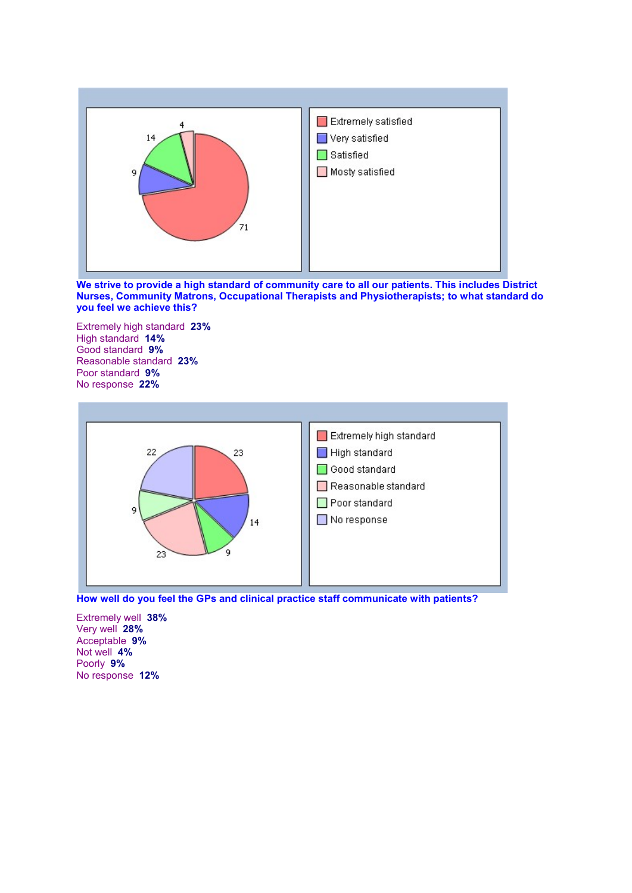Extremely satisfied
Very satisfied
Satisfied
Mosty satisfied

**We strive to provide a high standard of community care to all our patients. This includes District Nurses, Community Matrons, Occupational Therapists and Physiotherapists; to what standard do you feel we achieve this?**

Extremely high standard **23%**
High standard **14%**
Good standard **9%**
Reasonable standard **23%**
Poor standard **9%**
No response **22%**

Extremely high standard
High standard
Good standard
Reasonable standard
Poor standard
No response

**How well do you feel the GPs and clinical practice staff communicate with patients?**

Extremely well **38%**
Very well **28%**
Acceptable **9%**
Not well **4%**
Poorly **9%**
No response **12%**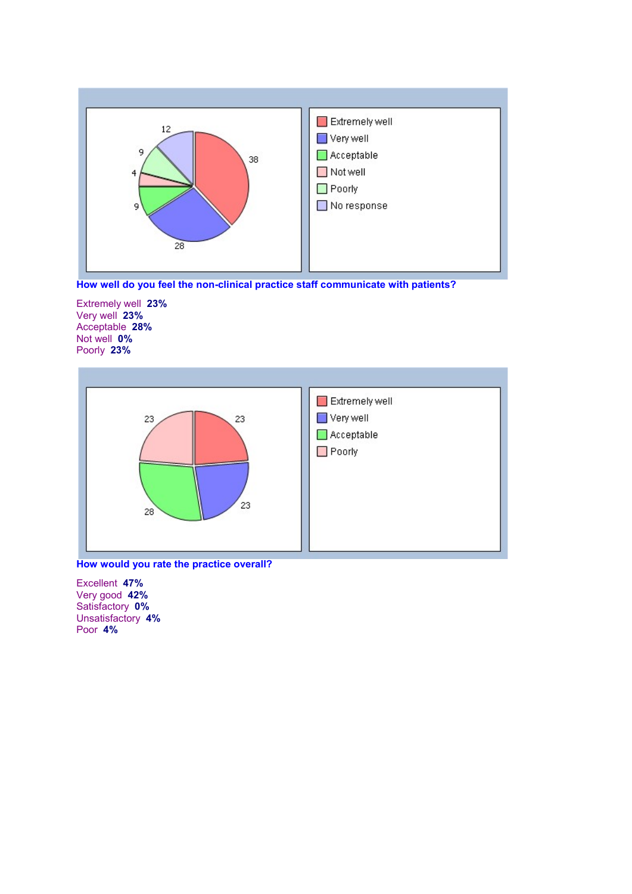| Extremely well |
| --- |
| Very well |
| Acceptable |
| Not well |
| Poorly |
| No response |

**How well do you feel the non-clinical practice staff communicate with patients?**

Extremely well **23%**
Very well **23%**
Acceptable **28%**
Not well **0%**
Poorly **23%**

| Extremely well |
| --- |
| Very well |
| Acceptable |
| Poorly |

**How would you rate the practice overall?**

Excellent **47%**
Very good **42%**
Satisfactory **0%**
Unsatisfactory **4%**
Poor **4%**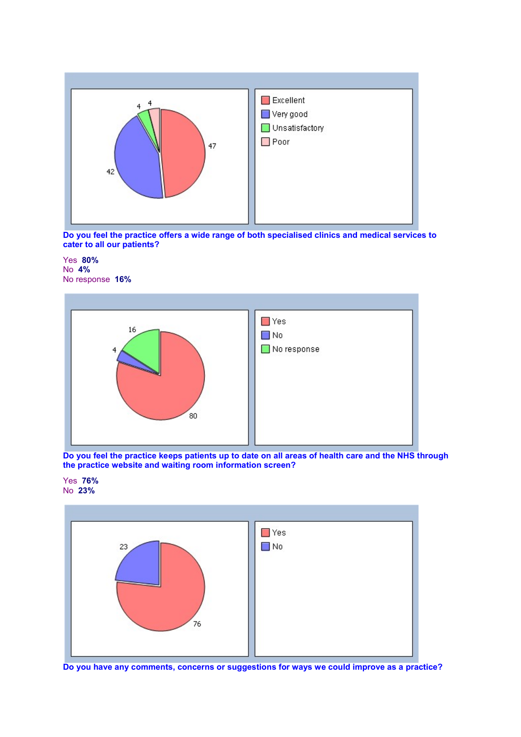**Do you feel the practice offers a wide range of both specialised clinics and medical services to cater to all our patients?**

Yes **80%**
No **4%**
No response **16%**

**Do you feel the practice keeps patients up to date on all areas of health care and the NHS through the practice website and waiting room information screen?**

Yes **76%**
No **23%**

**Do you have any comments, concerns or suggestions for ways we could improve as a practice?**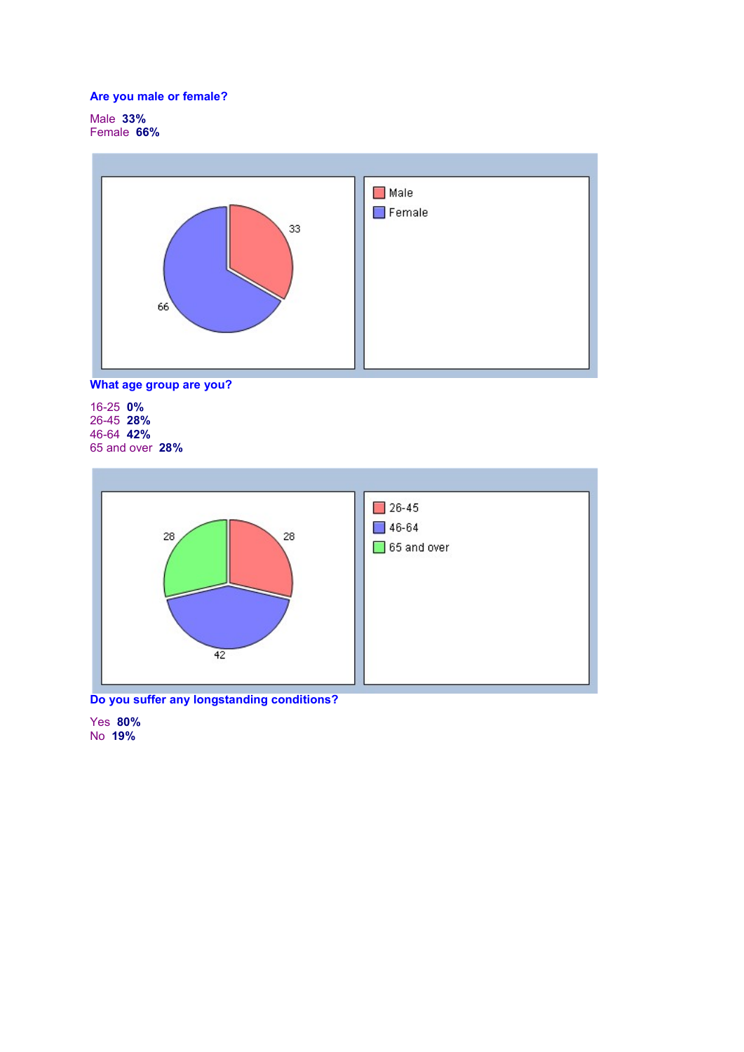**Are you male or female?**

Male **33%**
Female **66%**

**What age group are you?**

16-25 **0%**
26-45 **28%**
46-64 **42%**
65 and over **28%**

**Do you suffer any longstanding conditions?**

Yes **80%**
No **19%**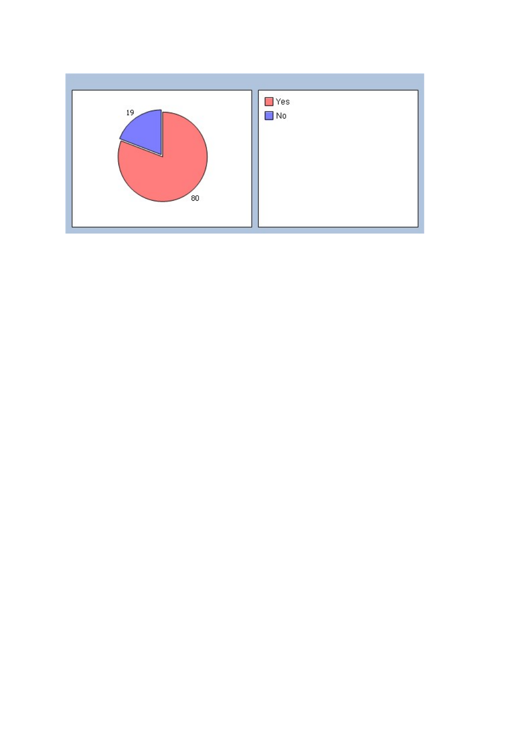19

80

Yes

No